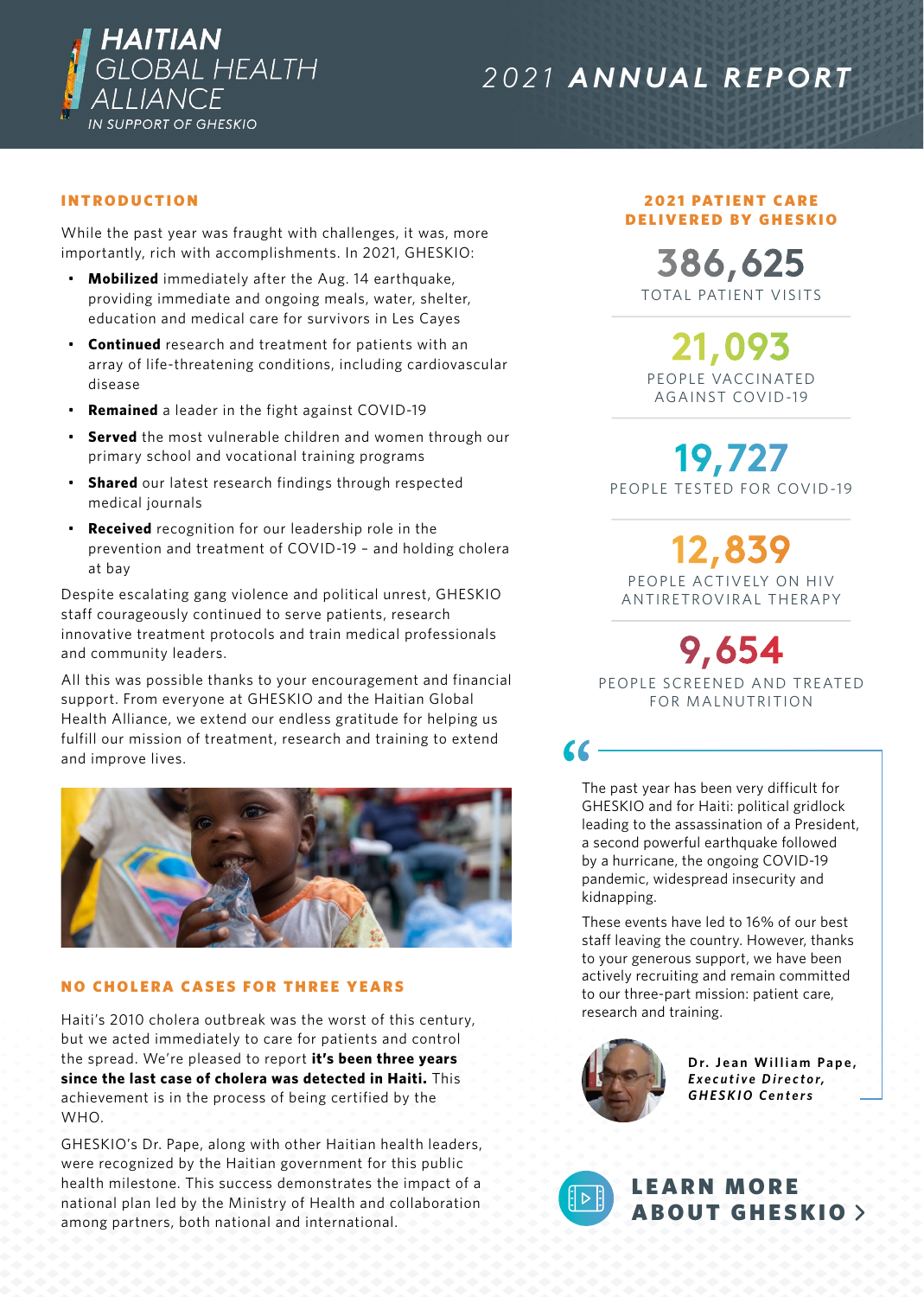# HAITIAN GLOBAL HEALTH ALLIANCE

IN SUPPORT OF GHESKIO

# 2021 ANNUAL REPORT

## INTRODUCTION

While the past year was fraught with challenges, it was, more importantly, rich with accomplishments. In 2021, GHESKIO:

- **Mobilized** immediately after the Aug. 14 earthquake, providing immediate and ongoing meals, water, shelter, education and medical care for survivors in Les Cayes
- **Continued** research and treatment for patients with an array of life-threatening conditions, including cardiovascular disease
- **Remained** a leader in the fight against COVID-19
- **Served** the most vulnerable children and women through our primary school and vocational training programs
- **Shared** our latest research findings through respected medical journals
- **Received** recognition for our leadership role in the prevention and treatment of COVID-19 – and holding cholera at bay

Despite escalating gang violence and political unrest, GHESKIO staff courageously continued to serve patients, research innovative treatment protocols and train medical professionals and community leaders.

All this was possible thanks to your encouragement and financial support. From everyone at GHESKIO and the Haitian Global Health Alliance, we extend our endless gratitude for helping us fulfill our mission of treatment, research and training to extend and improve lives.

## NO CHOLERA CASES FOR THREE YEARS

Haiti's 2010 cholera outbreak was the worst of this century, but we acted immediately to care for patients and control the spread. We're pleased to report **it's been three years since the last case of cholera was detected in Haiti.** This achievement is in the process of being certified by the WHO.

GHESKIO's Dr. Pape, along with other Haitian health leaders, were recognized by the Haitian government for this public health milestone. This success demonstrates the impact of a national plan led by the Ministry of Health and collaboration among partners, both national and international.

## 2021 PATIENT CARE DELIVERED BY GHESKIO

**386,625**
TOTAL PATIENT VISITS

**21,093**
PEOPLE VACCINATED AGAINST COVID-19

**19,727**
PEOPLE TESTED FOR COVID-19

**12,839**
PEOPLE ACTIVELY ON HIV ANTIRETROVIRAL THERAPY

**9,654**
PEOPLE SCREENED AND TREATED FOR MALNUTRITION

> The past year has been very difficult for GHESKIO and for Haiti: political gridlock leading to the assassination of a President, a second powerful earthquake followed by a hurricane, the ongoing COVID-19 pandemic, widespread insecurity and kidnapping.
>
> These events have led to 16% of our best staff leaving the country. However, thanks to your generous support, we have been actively recruiting and remain committed to our three-part mission: patient care, research and training.
>
> **Dr. Jean William Pape,** *Executive Director, GHESKIO Centers*

**LEARN MORE ABOUT GHESKIO ›**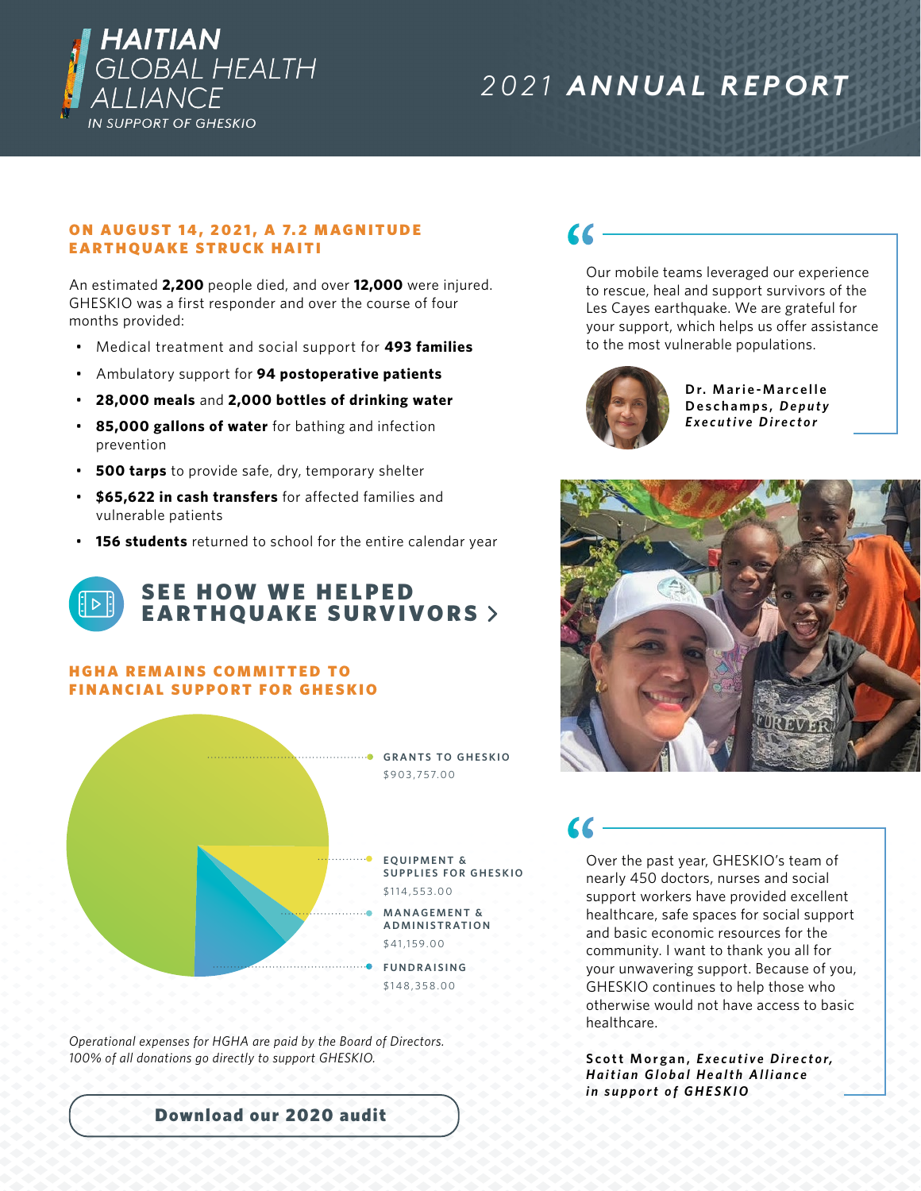# HAITIAN GLOBAL HEALTH ALLIANCE

*IN SUPPORT OF GHESKIO*

# 2021 ANNUAL REPORT

## ON AUGUST 14, 2021, A 7.2 MAGNITUDE EARTHQUAKE STRUCK HAITI

An estimated **2,200** people died, and over **12,000** were injured. GHESKIO was a first responder and over the course of four months provided:

- Medical treatment and social support for **493 families**
- Ambulatory support for **94 postoperative patients**
- **28,000 meals** and **2,000 bottles of drinking water**
- **85,000 gallons of water** for bathing and infection prevention
- **500 tarps** to provide safe, dry, temporary shelter
- **$65,622 in cash transfers** for affected families and vulnerable patients
- **156 students** returned to school for the entire calendar year

## SEE HOW WE HELPED EARTHQUAKE SURVIVORS >

## HGHA REMAINS COMMITTED TO FINANCIAL SUPPORT FOR GHESKIO

- **GRANTS TO GHESKIO** $903,757.00
- **EQUIPMENT & SUPPLIES FOR GHESKIO** $114,553.00
- **MANAGEMENT & ADMINISTRATION** $41,159.00
- **FUNDRAISING** $148,358.00

*Operational expenses for HGHA are paid by the Board of Directors. 100% of all donations go directly to support GHESKIO.*

**Download our 2020 audit**

> "Our mobile teams leveraged our experience to rescue, heal and support survivors of the Les Cayes earthquake. We are grateful for your support, which helps us offer assistance to the most vulnerable populations."
>
> **Dr. Marie-Marcelle Deschamps**, ***Deputy Executive Director***

> "Over the past year, GHESKIO's team of nearly 450 doctors, nurses and social support workers have provided excellent healthcare, safe spaces for social support and basic economic resources for the community. I want to thank you all for your unwavering support. Because of you, GHESKIO continues to help those who otherwise would not have access to basic healthcare."
>
> **Scott Morgan**, ***Executive Director, Haitian Global Health Alliance in support of GHESKIO***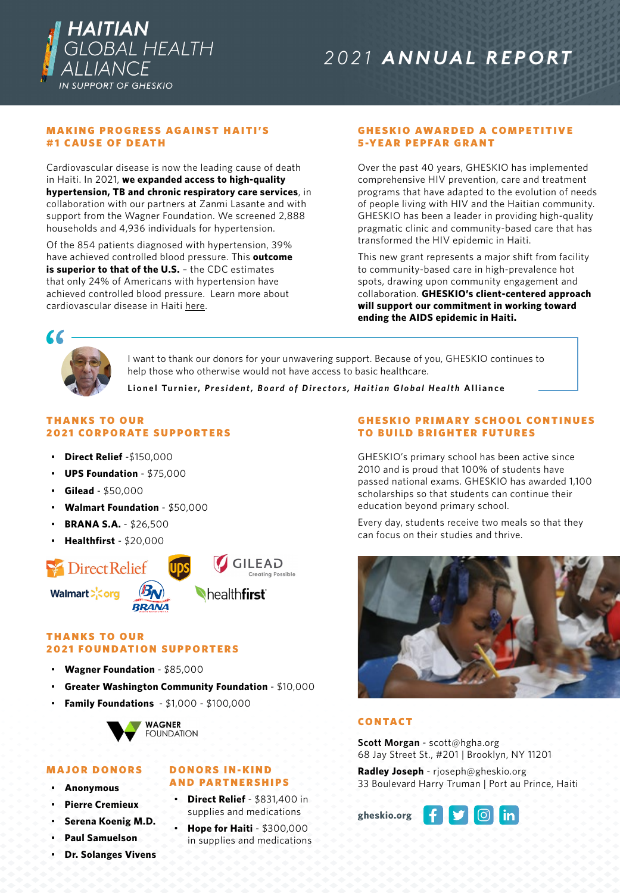# HAITIAN GLOBAL HEALTH ALLIANCE
IN SUPPORT OF GHESKIO

# 2021 ANNUAL REPORT

## MAKING PROGRESS AGAINST HAITI'S #1 CAUSE OF DEATH

Cardiovascular disease is now the leading cause of death in Haiti. In 2021, **we expanded access to high-quality hypertension, TB and chronic respiratory care services**, in collaboration with our partners at Zanmi Lasante and with support from the Wagner Foundation. We screened 2,888 households and 4,936 individuals for hypertension.

Of the 854 patients diagnosed with hypertension, 39% have achieved controlled blood pressure. This **outcome is superior to that of the U.S.** – the CDC estimates that only 24% of Americans with hypertension have achieved controlled blood pressure. Learn more about cardiovascular disease in Haiti here.

## GHESKIO AWARDED A COMPETITIVE 5-YEAR PEPFAR GRANT

Over the past 40 years, GHESKIO has implemented comprehensive HIV prevention, care and treatment programs that have adapted to the evolution of needs of people living with HIV and the Haitian community. GHESKIO has been a leader in providing high-quality pragmatic clinic and community-based care that has transformed the HIV epidemic in Haiti.

This new grant represents a major shift from facility to community-based care in high-prevalence hot spots, drawing upon community engagement and collaboration. **GHESKIO's client-centered approach will support our commitment in working toward ending the AIDS epidemic in Haiti.**

> "I want to thank our donors for your unwavering support. Because of you, GHESKIO continues to help those who otherwise would not have access to basic healthcare.
>
> **Lionel Turnier**, *President, Board of Directors, Haitian Global Health* Alliance

## THANKS TO OUR 2021 CORPORATE SUPPORTERS

- **Direct Relief** -$150,000
- **UPS Foundation** - $75,000
- **Gilead** - $50,000
- **Walmart Foundation** - $50,000
- **BRANA S.A.** - $26,500
- **Healthfirst** - $20,000

## THANKS TO OUR 2021 FOUNDATION SUPPORTERS

- **Wagner Foundation** - $85,000
- **Greater Washington Community Foundation** - $10,000
- **Family Foundations** - $1,000 - $100,000

## MAJOR DONORS

- **Anonymous**
- **Pierre Cremieux**
- **Serena Koenig M.D.**
- **Paul Samuelson**
- **Dr. Solanges Vivens**

## DONORS IN-KIND AND PARTNERSHIPS

- **Direct Relief** - $831,400 in supplies and medications
- **Hope for Haiti** - $300,000 in supplies and medications

## GHESKIO PRIMARY SCHOOL CONTINUES TO BUILD BRIGHTER FUTURES

GHESKIO's primary school has been active since 2010 and is proud that 100% of students have passed national exams. GHESKIO has awarded 1,100 scholarships so that students can continue their education beyond primary school.

Every day, students receive two meals so that they can focus on their studies and thrive.

## CONTACT

**Scott Morgan** - scott@hgha.org
68 Jay Street St., #201 | Brooklyn, NY 11201

**Radley Joseph** - rjoseph@gheskio.org
33 Boulevard Harry Truman | Port au Prince, Haiti

gheskio.org